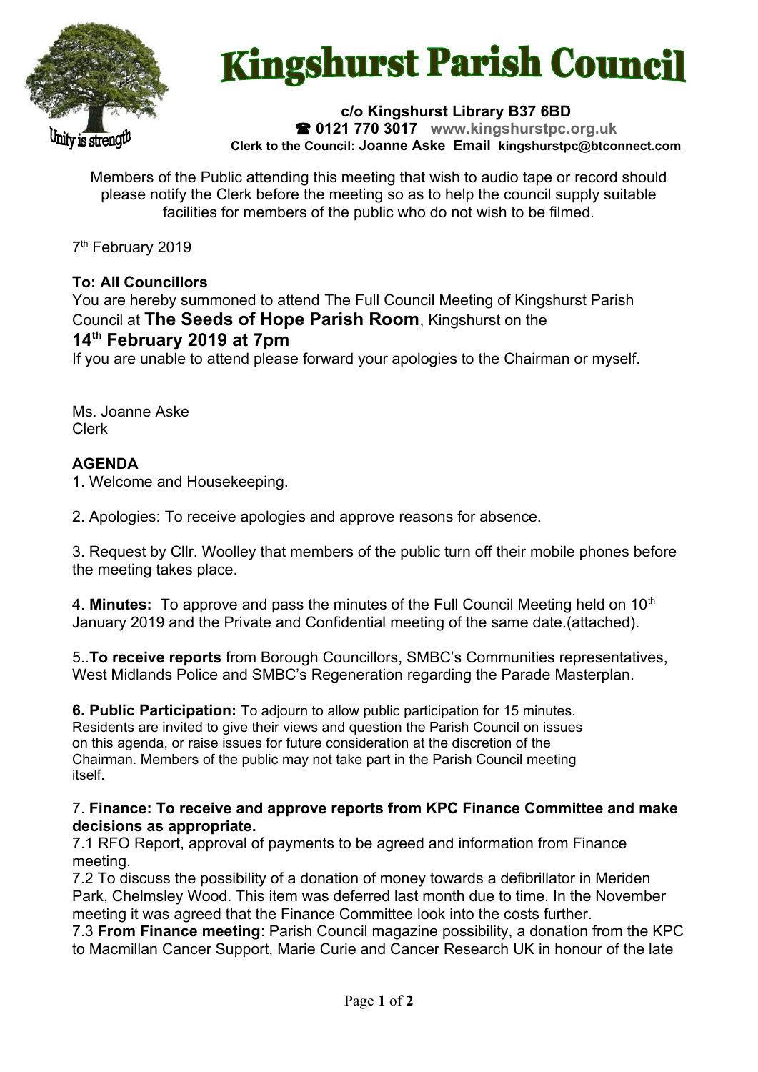# Kingshurst Parish Council

**c/o Kingshurst Library B37 6BD**
**☎ 0121 770 3017** **www.kingshurstpc.org.uk**
**Clerk to the Council: Joanne Aske Email kingshurstpc@btconnect.com**

Members of the Public attending this meeting that wish to audio tape or record should please notify the Clerk before the meeting so as to help the council supply suitable facilities for members of the public who do not wish to be filmed.

7th February 2019

**To: All Councillors**
You are hereby summoned to attend The Full Council Meeting of Kingshurst Parish Council at **The Seeds of Hope Parish Room**, Kingshurst on the
**14th February 2019 at 7pm**
If you are unable to attend please forward your apologies to the Chairman or myself.

Ms. Joanne Aske
Clerk

**AGENDA**

1. Welcome and Housekeeping.

2. Apologies: To receive apologies and approve reasons for absence.

3. Request by Cllr. Woolley that members of the public turn off their mobile phones before the meeting takes place.

4. **Minutes:** To approve and pass the minutes of the Full Council Meeting held on 10th January 2019 and the Private and Confidential meeting of the same date.(attached).

5..**To receive reports** from Borough Councillors, SMBC's Communities representatives, West Midlands Police and SMBC's Regeneration regarding the Parade Masterplan.

**6. Public Participation:** To adjourn to allow public participation for 15 minutes. Residents are invited to give their views and question the Parish Council on issues on this agenda, or raise issues for future consideration at the discretion of the Chairman. Members of the public may not take part in the Parish Council meeting itself.

7. **Finance: To receive and approve reports from KPC Finance Committee and make decisions as appropriate.**

7.1 RFO Report, approval of payments to be agreed and information from Finance meeting.

7.2 To discuss the possibility of a donation of money towards a defibrillator in Meriden Park, Chelmsley Wood. This item was deferred last month due to time. In the November meeting it was agreed that the Finance Committee look into the costs further.

7.3 **From Finance meeting**: Parish Council magazine possibility, a donation from the KPC to Macmillan Cancer Support, Marie Curie and Cancer Research UK in honour of the late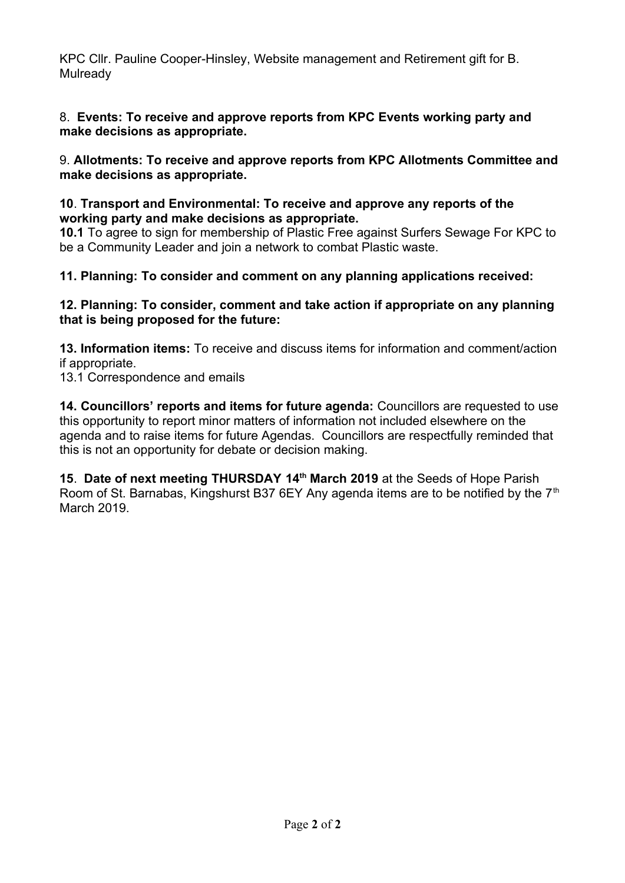KPC Cllr. Pauline Cooper-Hinsley, Website management and Retirement gift for B. Mulready

8. **Events: To receive and approve reports from KPC Events working party and make decisions as appropriate.**

9. **Allotments: To receive and approve reports from KPC Allotments Committee and make decisions as appropriate.**

**10**. **Transport and Environmental: To receive and approve any reports of the working party and make decisions as appropriate.**

**10.1** To agree to sign for membership of Plastic Free against Surfers Sewage For KPC to be a Community Leader and join a network to combat Plastic waste.

**11. Planning: To consider and comment on any planning applications received:**

**12. Planning: To consider, comment and take action if appropriate on any planning that is being proposed for the future:**

**13. Information items:** To receive and discuss items for information and comment/action if appropriate.

13.1 Correspondence and emails

**14. Councillors' reports and items for future agenda:** Councillors are requested to use this opportunity to report minor matters of information not included elsewhere on the agenda and to raise items for future Agendas. Councillors are respectfully reminded that this is not an opportunity for debate or decision making.

**15**. **Date of next meeting THURSDAY 14th March 2019** at the Seeds of Hope Parish Room of St. Barnabas, Kingshurst B37 6EY Any agenda items are to be notified by the 7th March 2019.